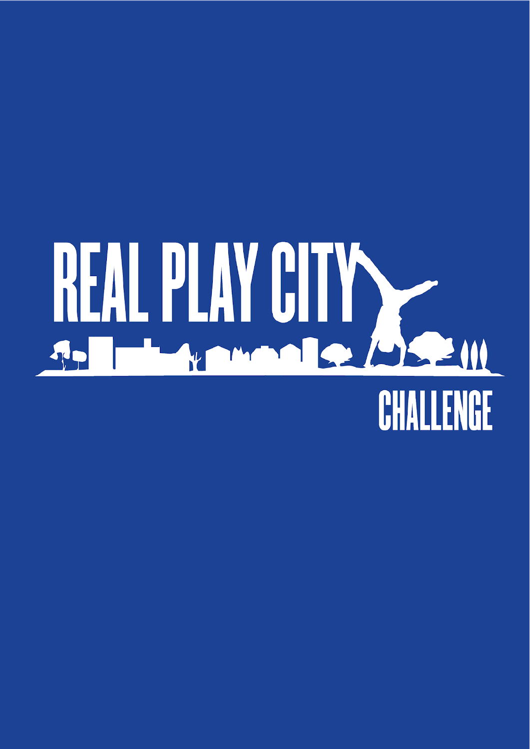# REAL PLAY CITY

## CHALLENGE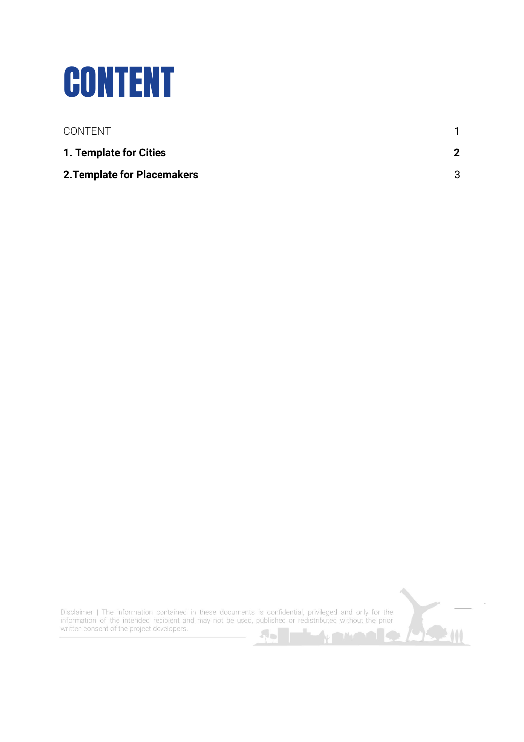# CONTENT

| | |
|---|---|
| CONTENT | 1 |
| **1. Template for Cities** | **2** |
| **2.Template for Placemakers** | 3 |

Disclaimer | The information contained in these documents is confidential, privileged and only for the information of the intended recipient and may not be used, published or redistributed without the prior written consent of the project developers.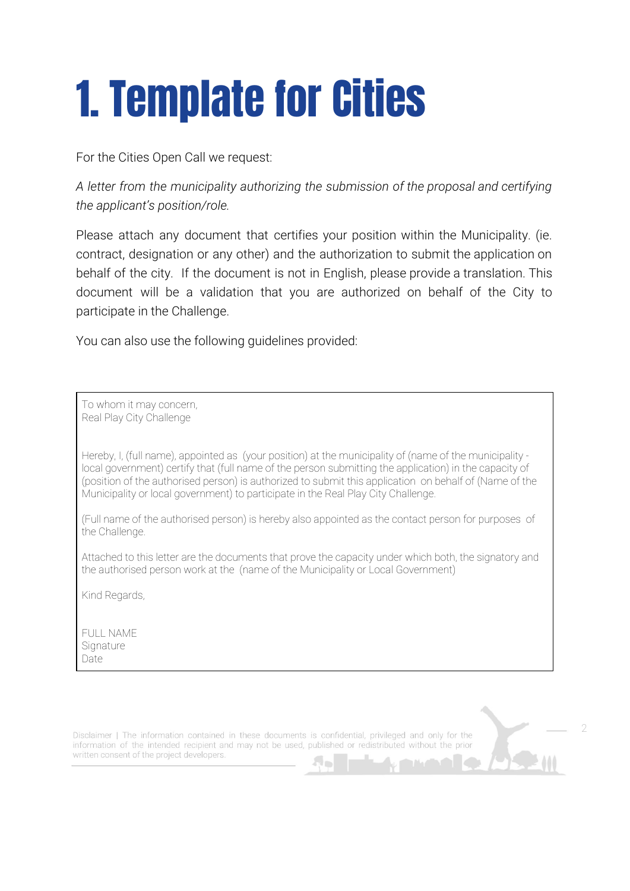# 1. Template for Cities

For the Cities Open Call we request:

*A letter from the municipality authorizing the submission of the proposal and certifying the applicant's position/role.*

Please attach any document that certifies your position within the Municipality. (ie. contract, designation or any other) and the authorization to submit the application on behalf of the city. If the document is not in English, please provide a translation. This document will be a validation that you are authorized on behalf of the City to participate in the Challenge.

You can also use the following guidelines provided:

> To whom it may concern,
> Real Play City Challenge
>
> Hereby, I, (full name), appointed as (your position) at the municipality of (name of the municipality - local government) certify that (full name of the person submitting the application) in the capacity of (position of the authorised person) is authorized to submit this application on behalf of (Name of the Municipality or local government) to participate in the Real Play City Challenge.
>
> (Full name of the authorised person) is hereby also appointed as the contact person for purposes of the Challenge.
>
> Attached to this letter are the documents that prove the capacity under which both, the signatory and the authorised person work at the (name of the Municipality or Local Government)
>
> Kind Regards,
>
> FULL NAME
> Signature
> Date

Disclaimer | The information contained in these documents is confidential, privileged and only for the information of the intended recipient and may not be used, published or redistributed without the prior written consent of the project developers.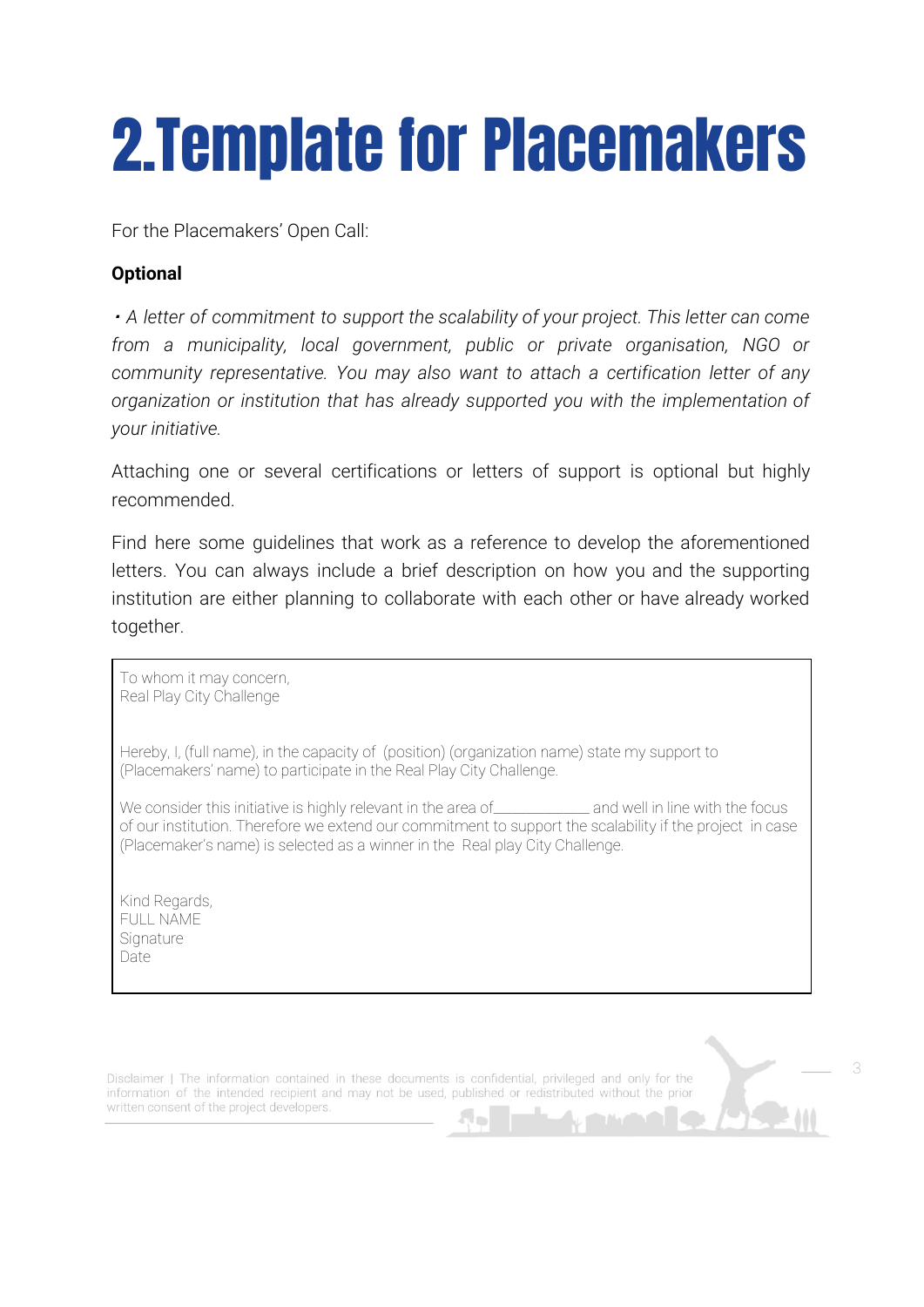# 2.Template for Placemakers

For the Placemakers' Open Call:

**Optional**

*• A letter of commitment to support the scalability of your project. This letter can come from a municipality, local government, public or private organisation, NGO or community representative. You may also want to attach a certification letter of any organization or institution that has already supported you with the implementation of your initiative.*

Attaching one or several certifications or letters of support is optional but highly recommended.

Find here some guidelines that work as a reference to develop the aforementioned letters. You can always include a brief description on how you and the supporting institution are either planning to collaborate with each other or have already worked together.

> To whom it may concern,
> Real Play City Challenge
>
> Hereby, I, (full name), in the capacity of (position) (organization name) state my support to (Placemakers' name) to participate in the Real Play City Challenge.
>
> We consider this initiative is highly relevant in the area of____________ and well in line with the focus of our institution. Therefore we extend our commitment to support the scalability if the project in case (Placemaker's name) is selected as a winner in the Real play City Challenge.
>
> Kind Regards,
> FULL NAME
> Signature
> Date

Disclaimer | The information contained in these documents is confidential, privileged and only for the information of the intended recipient and may not be used, published or redistributed without the prior written consent of the project developers.